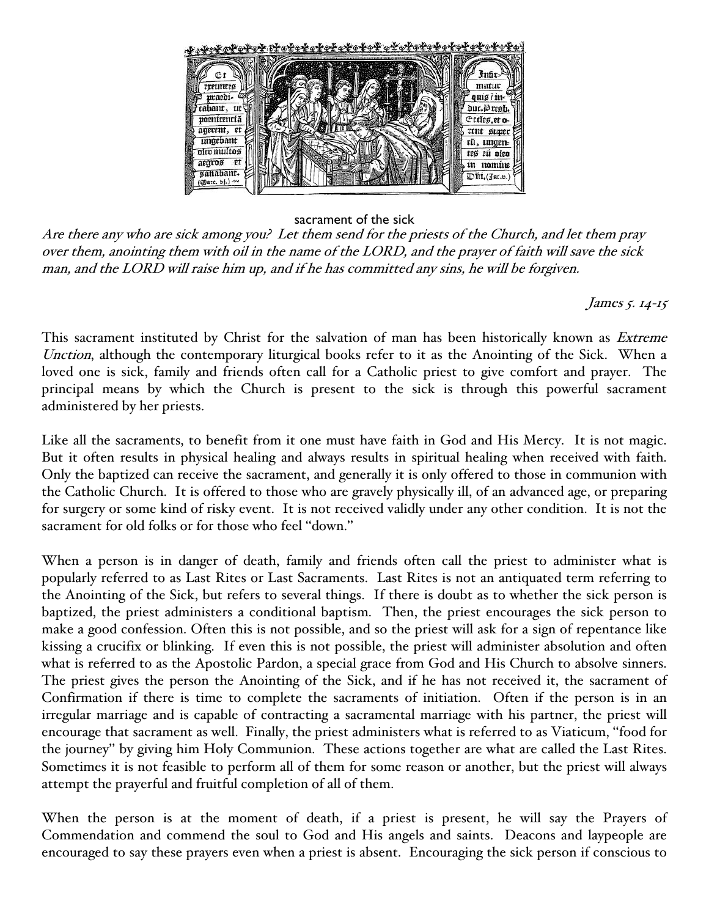sacrament of the sick

*Are there any who are sick among you? Let them send for the priests of the Church, and let them pray over them, anointing them with oil in the name of the LORD, and the prayer of faith will save the sick man, and the LORD will raise him up, and if he has committed any sins, he will be forgiven.*

*James 5. 14-15*

This sacrament instituted by Christ for the salvation of man has been historically known as *Extreme Unction*, although the contemporary liturgical books refer to it as the Anointing of the Sick. When a loved one is sick, family and friends often call for a Catholic priest to give comfort and prayer. The principal means by which the Church is present to the sick is through this powerful sacrament administered by her priests.

Like all the sacraments, to benefit from it one must have faith in God and His Mercy. It is not magic. But it often results in physical healing and always results in spiritual healing when received with faith. Only the baptized can receive the sacrament, and generally it is only offered to those in communion with the Catholic Church. It is offered to those who are gravely physically ill, of an advanced age, or preparing for surgery or some kind of risky event. It is not received validly under any other condition. It is not the sacrament for old folks or for those who feel "down."

When a person is in danger of death, family and friends often call the priest to administer what is popularly referred to as Last Rites or Last Sacraments. Last Rites is not an antiquated term referring to the Anointing of the Sick, but refers to several things. If there is doubt as to whether the sick person is baptized, the priest administers a conditional baptism. Then, the priest encourages the sick person to make a good confession. Often this is not possible, and so the priest will ask for a sign of repentance like kissing a crucifix or blinking. If even this is not possible, the priest will administer absolution and often what is referred to as the Apostolic Pardon, a special grace from God and His Church to absolve sinners. The priest gives the person the Anointing of the Sick, and if he has not received it, the sacrament of Confirmation if there is time to complete the sacraments of initiation. Often if the person is in an irregular marriage and is capable of contracting a sacramental marriage with his partner, the priest will encourage that sacrament as well. Finally, the priest administers what is referred to as Viaticum, "food for the journey" by giving him Holy Communion. These actions together are what are called the Last Rites. Sometimes it is not feasible to perform all of them for some reason or another, but the priest will always attempt the prayerful and fruitful completion of all of them.

When the person is at the moment of death, if a priest is present, he will say the Prayers of Commendation and commend the soul to God and His angels and saints. Deacons and laypeople are encouraged to say these prayers even when a priest is absent. Encouraging the sick person if conscious to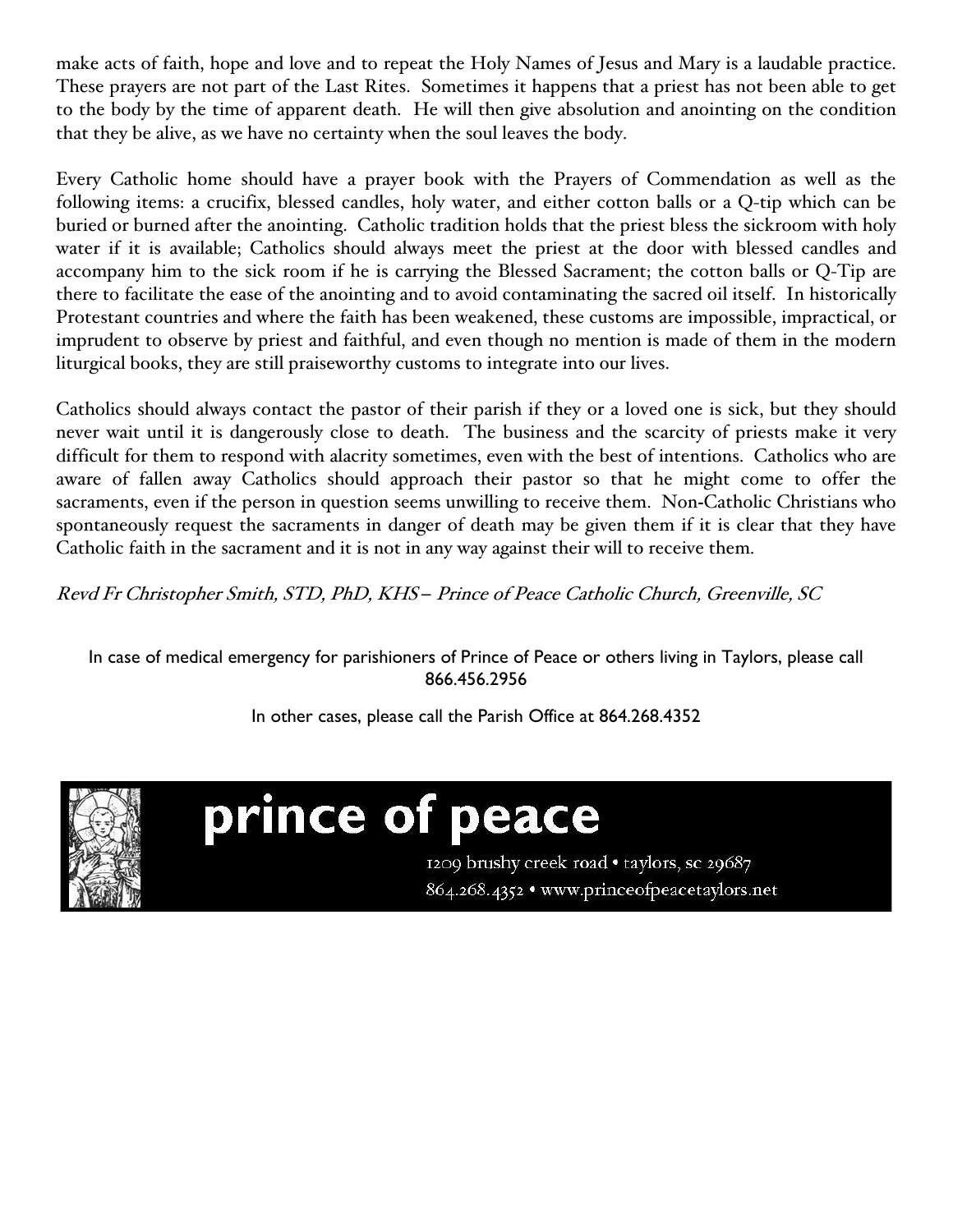make acts of faith, hope and love and to repeat the Holy Names of Jesus and Mary is a laudable practice. These prayers are not part of the Last Rites. Sometimes it happens that a priest has not been able to get to the body by the time of apparent death. He will then give absolution and anointing on the condition that they be alive, as we have no certainty when the soul leaves the body.

Every Catholic home should have a prayer book with the Prayers of Commendation as well as the following items: a crucifix, blessed candles, holy water, and either cotton balls or a Q-tip which can be buried or burned after the anointing. Catholic tradition holds that the priest bless the sickroom with holy water if it is available; Catholics should always meet the priest at the door with blessed candles and accompany him to the sick room if he is carrying the Blessed Sacrament; the cotton balls or Q-Tip are there to facilitate the ease of the anointing and to avoid contaminating the sacred oil itself. In historically Protestant countries and where the faith has been weakened, these customs are impossible, impractical, or imprudent to observe by priest and faithful, and even though no mention is made of them in the modern liturgical books, they are still praiseworthy customs to integrate into our lives.

Catholics should always contact the pastor of their parish if they or a loved one is sick, but they should never wait until it is dangerously close to death. The business and the scarcity of priests make it very difficult for them to respond with alacrity sometimes, even with the best of intentions. Catholics who are aware of fallen away Catholics should approach their pastor so that he might come to offer the sacraments, even if the person in question seems unwilling to receive them. Non-Catholic Christians who spontaneously request the sacraments in danger of death may be given them if it is clear that they have Catholic faith in the sacrament and it is not in any way against their will to receive them.

*Revd Fr Christopher Smith, STD, PhD, KHS – Prince of Peace Catholic Church, Greenville, SC*

In case of medical emergency for parishioners of Prince of Peace or others living in Taylors, please call 866.456.2956

In other cases, please call the Parish Office at 864.268.4352

**prince of peace**

1209 brushy creek road • taylors, sc 29687
864.268.4352 • www.princeofpeacetaylors.net